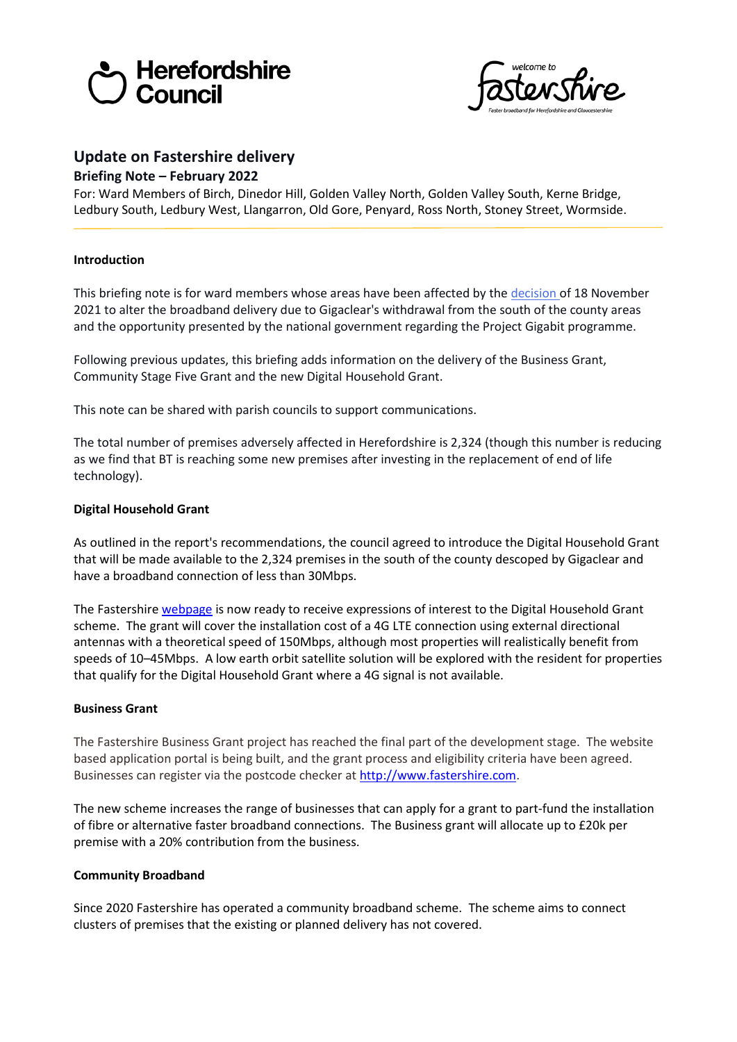Herefordshire Council

welcome to fastershire

Faster broadband for Herefordshire and Gloucestershire

# Update on Fastershire delivery

## Briefing Note – February 2022

For: Ward Members of Birch, Dinedor Hill, Golden Valley North, Golden Valley South, Kerne Bridge, Ledbury South, Ledbury West, Llangarron, Old Gore, Penyard, Ross North, Stoney Street, Wormside.

---

**Introduction**

This briefing note is for ward members whose areas have been affected by the [decision](decision) of 18 November 2021 to alter the broadband delivery due to Gigaclear's withdrawal from the south of the county areas and the opportunity presented by the national government regarding the Project Gigabit programme.

Following previous updates, this briefing adds information on the delivery of the Business Grant, Community Stage Five Grant and the new Digital Household Grant.

This note can be shared with parish councils to support communications.

The total number of premises adversely affected in Herefordshire is 2,324 (though this number is reducing as we find that BT is reaching some new premises after investing in the replacement of end of life technology).

**Digital Household Grant**

As outlined in the report's recommendations, the council agreed to introduce the Digital Household Grant that will be made available to the 2,324 premises in the south of the county descoped by Gigaclear and have a broadband connection of less than 30Mbps.

The Fastershire [webpage](webpage) is now ready to receive expressions of interest to the Digital Household Grant scheme. The grant will cover the installation cost of a 4G LTE connection using external directional antennas with a theoretical speed of 150Mbps, although most properties will realistically benefit from speeds of 10–45Mbps. A low earth orbit satellite solution will be explored with the resident for properties that qualify for the Digital Household Grant where a 4G signal is not available.

**Business Grant**

The Fastershire Business Grant project has reached the final part of the development stage. The website based application portal is being built, and the grant process and eligibility criteria have been agreed. Businesses can register via the postcode checker at [http://www.fastershire.com](http://www.fastershire.com).

The new scheme increases the range of businesses that can apply for a grant to part-fund the installation of fibre or alternative faster broadband connections. The Business grant will allocate up to £20k per premise with a 20% contribution from the business.

**Community Broadband**

Since 2020 Fastershire has operated a community broadband scheme. The scheme aims to connect clusters of premises that the existing or planned delivery has not covered.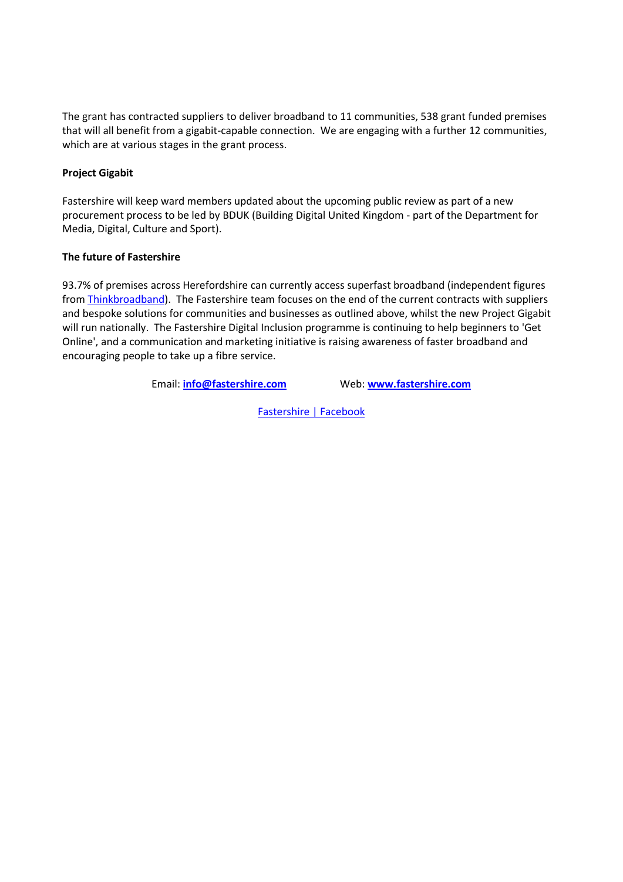The grant has contracted suppliers to deliver broadband to 11 communities, 538 grant funded premises that will all benefit from a gigabit-capable connection. We are engaging with a further 12 communities, which are at various stages in the grant process.

**Project Gigabit**

Fastershire will keep ward members updated about the upcoming public review as part of a new procurement process to be led by BDUK (Building Digital United Kingdom - part of the Department for Media, Digital, Culture and Sport).

**The future of Fastershire**

93.7% of premises across Herefordshire can currently access superfast broadband (independent figures from Thinkbroadband). The Fastershire team focuses on the end of the current contracts with suppliers and bespoke solutions for communities and businesses as outlined above, whilst the new Project Gigabit will run nationally. The Fastershire Digital Inclusion programme is continuing to help beginners to 'Get Online', and a communication and marketing initiative is raising awareness of faster broadband and encouraging people to take up a fibre service.

Email: **info@fastershire.com** Web: **www.fastershire.com**

Fastershire | Facebook